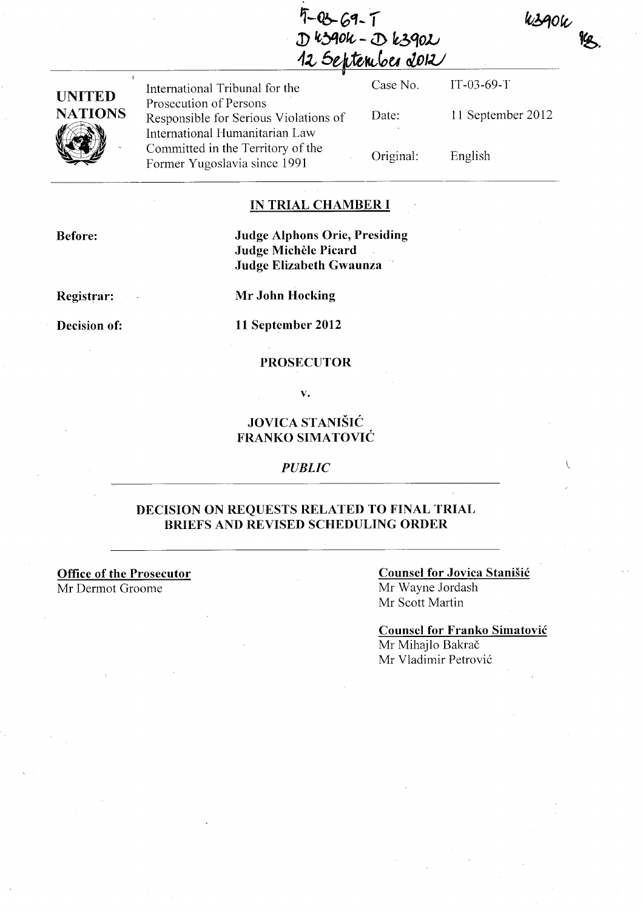IT-03-69-T
D 43904 - D 43902
12 September 2012

43904
KB.

| UNITED NATIONS | International Tribunal for the Prosecution of Persons Responsible for Serious Violations of International Humanitarian Law Committed in the Territory of the Former Yugoslavia since 1991 | Case No. | IT-03-69-T |
|---|---|---|---|
| | | Date: | 11 September 2012 |
| | | Original: | English |

## IN TRIAL CHAMBER I

**Before:** **Judge Alphons Orie, Presiding**
**Judge Michèle Picard**
**Judge Elizabeth Gwaunza**

**Registrar:** **Mr John Hocking**

**Decision of:** **11 September 2012**

**PROSECUTOR**

**v.**

**JOVICA STANIŠIĆ**
**FRANKO SIMATOVIĆ**

*PUBLIC*

## DECISION ON REQUESTS RELATED TO FINAL TRIAL BRIEFS AND REVISED SCHEDULING ORDER

**Office of the Prosecutor**
Mr Dermot Groome

**Counsel for Jovica Stanišić**
Mr Wayne Jordash
Mr Scott Martin

**Counsel for Franko Simatović**
Mr Mihajlo Bakrač
Mr Vladimir Petrović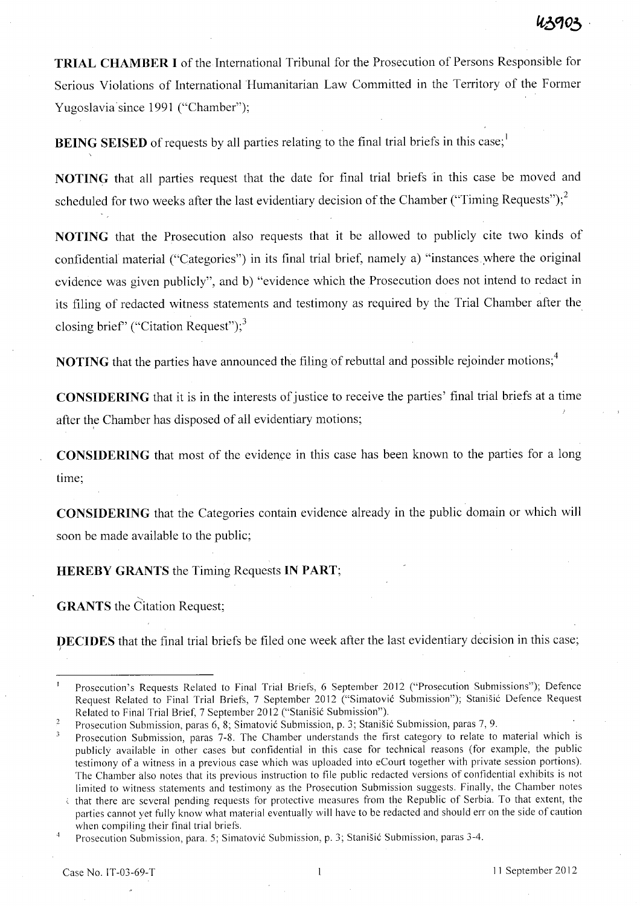**TRIAL CHAMBER I** of the International Tribunal for the Prosecution of Persons Responsible for Serious Violations of International Humanitarian Law Committed in the Territory of the Former Yugoslavia since 1991 ("Chamber");

**BEING SEISED** of requests by all parties relating to the final trial briefs in this case;[1]

**NOTING** that all parties request that the date for final trial briefs in this case be moved and scheduled for two weeks after the last evidentiary decision of the Chamber ("Timing Requests");[2]

**NOTING** that the Prosecution also requests that it be allowed to publicly cite two kinds of confidential material ("Categories") in its final trial brief, namely a) "instances where the original evidence was given publicly", and b) "evidence which the Prosecution does not intend to redact in its filing of redacted witness statements and testimony as required by the Trial Chamber after the closing brief" ("Citation Request");[3]

**NOTING** that the parties have announced the filing of rebuttal and possible rejoinder motions;[4]

**CONSIDERING** that it is in the interests of justice to receive the parties' final trial briefs at a time after the Chamber has disposed of all evidentiary motions;

**CONSIDERING** that most of the evidence in this case has been known to the parties for a long time;

**CONSIDERING** that the Categories contain evidence already in the public domain or which will soon be made available to the public;

**HEREBY GRANTS** the Timing Requests **IN PART**;

**GRANTS** the Citation Request;

**DECIDES** that the final trial briefs be filed one week after the last evidentiary decision in this case;

---

[1] Prosecution's Requests Related to Final Trial Briefs, 6 September 2012 ("Prosecution Submissions"); Defence Request Related to Final Trial Briefs, 7 September 2012 ("Simatović Submission"); Stanišić Defence Request Related to Final Trial Brief, 7 September 2012 ("Stanišić Submission").

[2] Prosecution Submission, paras 6, 8; Simatović Submission, p. 3; Stanišić Submission, paras 7, 9.

[3] Prosecution Submission, paras 7-8. The Chamber understands the first category to relate to material which is publicly available in other cases but confidential in this case for technical reasons (for example, the public testimony of a witness in a previous case which was uploaded into eCourt together with private session portions). The Chamber also notes that its previous instruction to file public redacted versions of confidential exhibits is not limited to witness statements and testimony as the Prosecution Submission suggests. Finally, the Chamber notes that there are several pending requests for protective measures from the Republic of Serbia. To that extent, the parties cannot yet fully know what material eventually will have to be redacted and should err on the side of caution when compiling their final trial briefs.

[4] Prosecution Submission, para. 5; Simatović Submission, p. 3; Stanišić Submission, paras 3-4.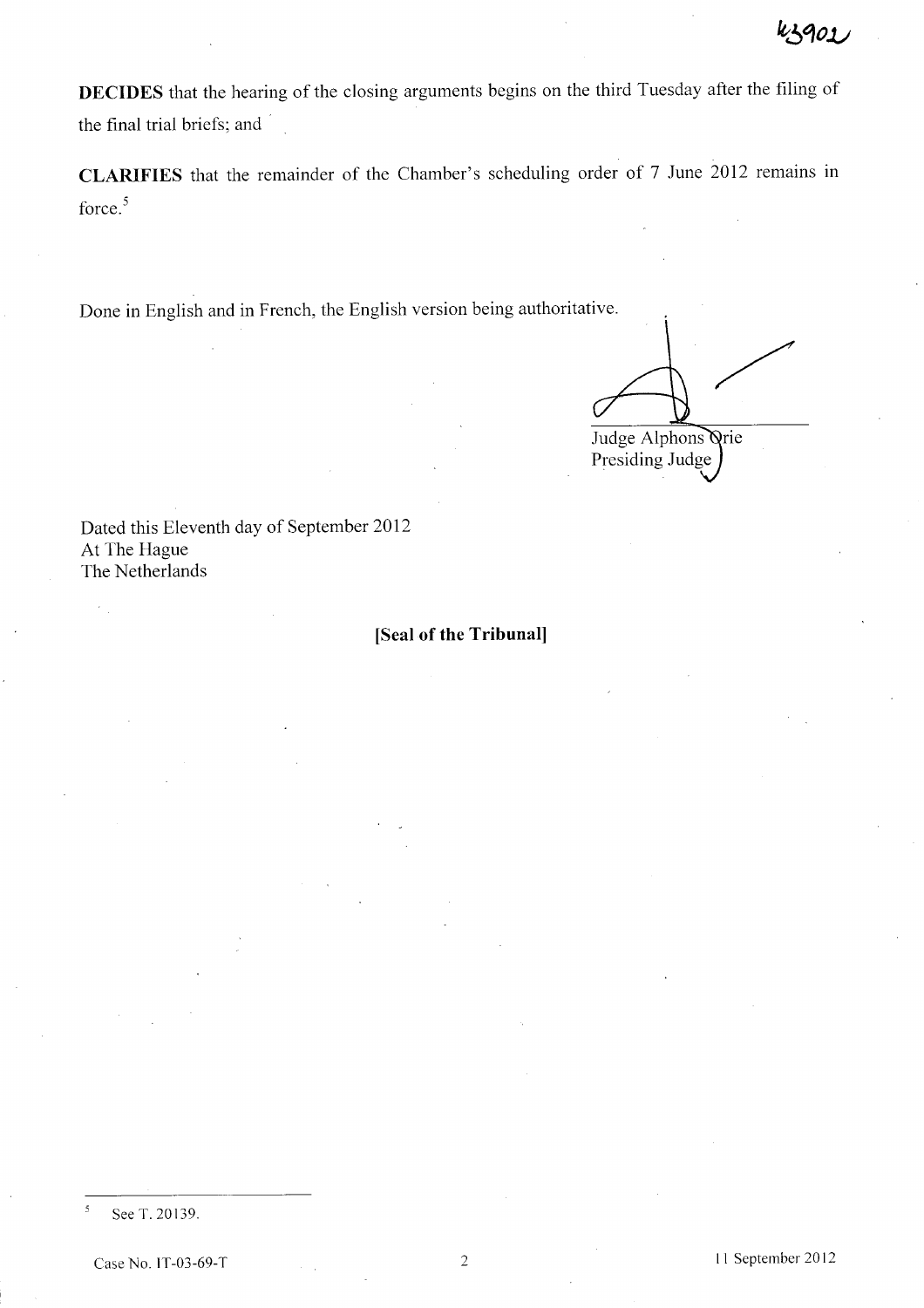**DECIDES** that the hearing of the closing arguments begins on the third Tuesday after the filing of the final trial briefs; and

**CLARIFIES** that the remainder of the Chamber's scheduling order of 7 June 2012 remains in force.[5]

Done in English and in French, the English version being authoritative.

Judge Alphons Orie
Presiding Judge

Dated this Eleventh day of September 2012
At The Hague
The Netherlands

**[Seal of the Tribunal]**

[5] See T. 20139.